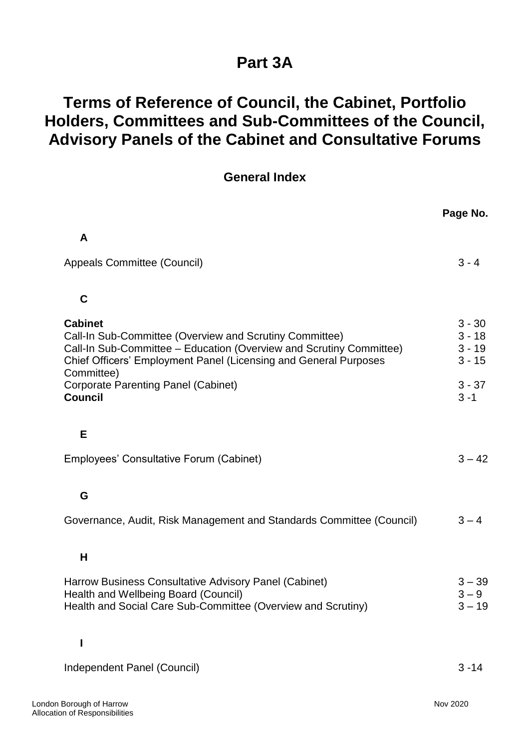# Part 3A

## Terms of Reference of Council, the Cabinet, Portfolio Holders, Committees and Sub-Committees of the Council, Advisory Panels of the Cabinet and Consultative Forums

### General Index

| | Page No. |
|---|---|
| **A** | |
| Appeals Committee (Council) | 3 - 4 |
| **C** | |
| **Cabinet** | 3 - 30 |
| Call-In Sub-Committee (Overview and Scrutiny Committee) | 3 - 18 |
| Call-In Sub-Committee – Education (Overview and Scrutiny Committee) | 3 - 19 |
| Chief Officers' Employment Panel (Licensing and General Purposes Committee) | 3 - 15 |
| Corporate Parenting Panel (Cabinet) | 3 - 37 |
| **Council** | 3 -1 |
| **E** | |
| Employees' Consultative Forum (Cabinet) | 3 – 42 |
| **G** | |
| Governance, Audit, Risk Management and Standards Committee (Council) | 3 – 4 |
| **H** | |
| Harrow Business Consultative Advisory Panel (Cabinet) | 3 – 39 |
| Health and Wellbeing Board (Council) | 3 – 9 |
| Health and Social Care Sub-Committee (Overview and Scrutiny) | 3 – 19 |
| **I** | |
| Independent Panel (Council) | 3 -14 |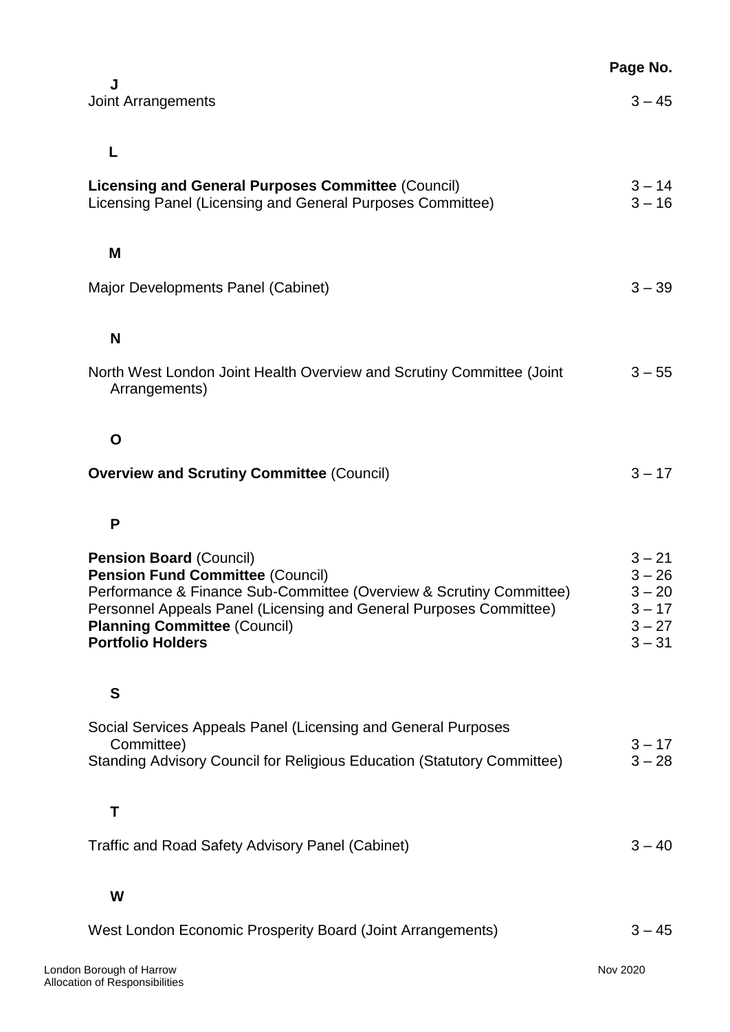| | Page No. |
|---|---|
| **J** | |
| Joint Arrangements | 3 – 45 |
| **L** | |
| **Licensing and General Purposes Committee** (Council) | 3 – 14 |
| Licensing Panel (Licensing and General Purposes Committee) | 3 – 16 |
| **M** | |
| Major Developments Panel (Cabinet) | 3 – 39 |
| **N** | |
| North West London Joint Health Overview and Scrutiny Committee (Joint Arrangements) | 3 – 55 |
| **O** | |
| **Overview and Scrutiny Committee** (Council) | 3 – 17 |
| **P** | |
| **Pension Board** (Council) | 3 – 21 |
| **Pension Fund Committee** (Council) | 3 – 26 |
| Performance & Finance Sub-Committee (Overview & Scrutiny Committee) | 3 – 20 |
| Personnel Appeals Panel (Licensing and General Purposes Committee) | 3 – 17 |
| **Planning Committee** (Council) | 3 – 27 |
| **Portfolio Holders** | 3 – 31 |
| **S** | |
| Social Services Appeals Panel (Licensing and General Purposes Committee) | 3 – 17 |
| Standing Advisory Council for Religious Education (Statutory Committee) | 3 – 28 |
| **T** | |
| Traffic and Road Safety Advisory Panel (Cabinet) | 3 – 40 |
| **W** | |
| West London Economic Prosperity Board (Joint Arrangements) | 3 – 45 |